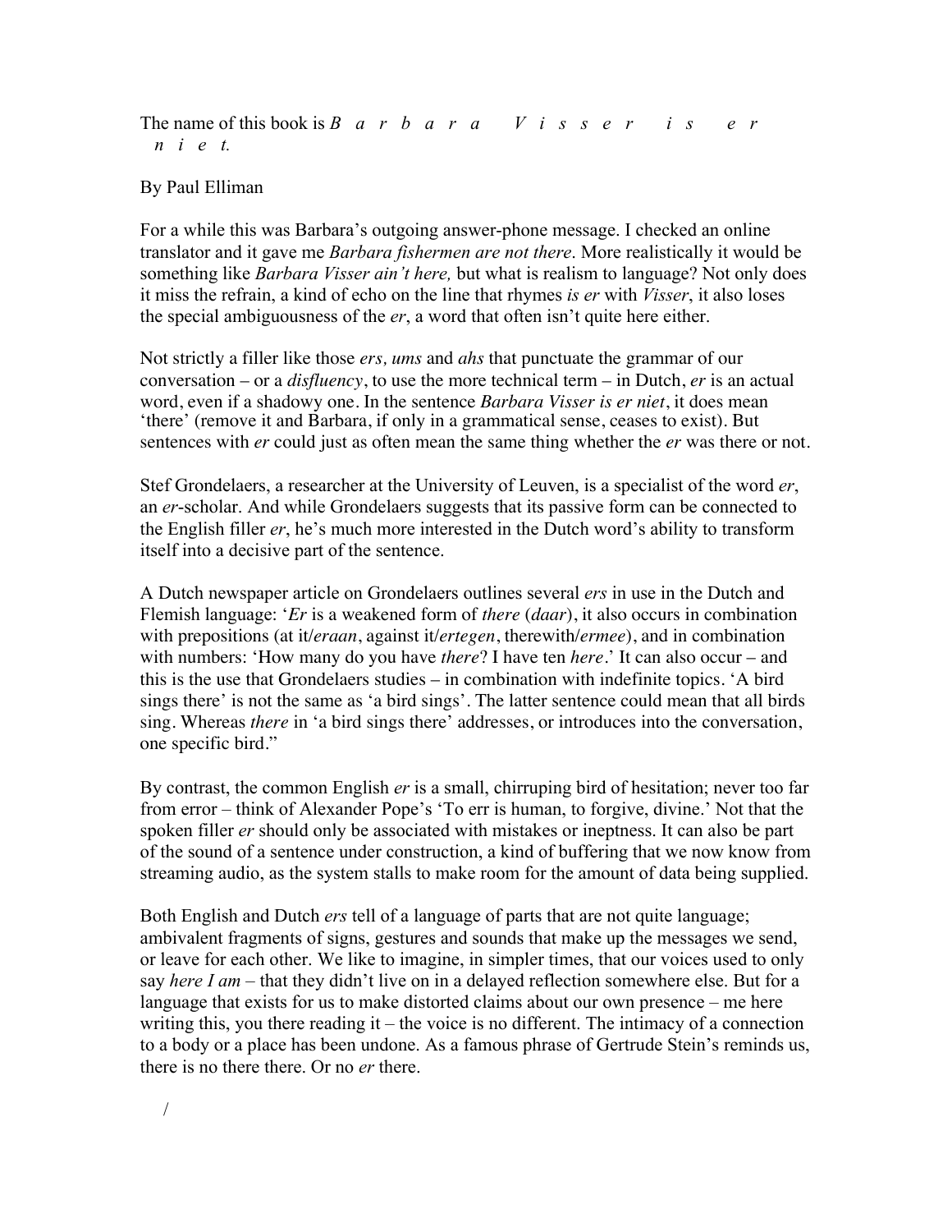The name of this book is *B a r b a r a V i s s e r i s e r n i e t.*

By Paul Elliman

For a while this was Barbara's outgoing answer-phone message. I checked an online translator and it gave me *Barbara fishermen are not there*. More realistically it would be something like *Barbara Visser ain't here,* but what is realism to language? Not only does it miss the refrain, a kind of echo on the line that rhymes *is er* with *Visser*, it also loses the special ambiguousness of the *er*, a word that often isn't quite here either.

Not strictly a filler like those *ers, ums* and *ahs* that punctuate the grammar of our conversation – or a *disfluency*, to use the more technical term – in Dutch, *er* is an actual word, even if a shadowy one. In the sentence *Barbara Visser is er niet*, it does mean 'there' (remove it and Barbara, if only in a grammatical sense, ceases to exist). But sentences with *er* could just as often mean the same thing whether the *er* was there or not.

Stef Grondelaers, a researcher at the University of Leuven, is a specialist of the word *er*, an *er*-scholar. And while Grondelaers suggests that its passive form can be connected to the English filler *er*, he's much more interested in the Dutch word's ability to transform itself into a decisive part of the sentence.

A Dutch newspaper article on Grondelaers outlines several *ers* in use in the Dutch and Flemish language: '*Er* is a weakened form of *there* (*daar*), it also occurs in combination with prepositions (at it/*eraan*, against it/*ertegen*, therewith/*ermee*), and in combination with numbers: 'How many do you have *there*? I have ten *here*.' It can also occur – and this is the use that Grondelaers studies – in combination with indefinite topics. 'A bird sings there' is not the same as 'a bird sings'. The latter sentence could mean that all birds sing. Whereas *there* in 'a bird sings there' addresses, or introduces into the conversation, one specific bird."

By contrast, the common English *er* is a small, chirruping bird of hesitation; never too far from error – think of Alexander Pope's 'To err is human, to forgive, divine.' Not that the spoken filler *er* should only be associated with mistakes or ineptness. It can also be part of the sound of a sentence under construction, a kind of buffering that we now know from streaming audio, as the system stalls to make room for the amount of data being supplied.

Both English and Dutch *ers* tell of a language of parts that are not quite language; ambivalent fragments of signs, gestures and sounds that make up the messages we send, or leave for each other. We like to imagine, in simpler times, that our voices used to only say *here I am* – that they didn't live on in a delayed reflection somewhere else. But for a language that exists for us to make distorted claims about our own presence – me here writing this, you there reading it – the voice is no different. The intimacy of a connection to a body or a place has been undone. As a famous phrase of Gertrude Stein's reminds us, there is no there there. Or no *er* there.

/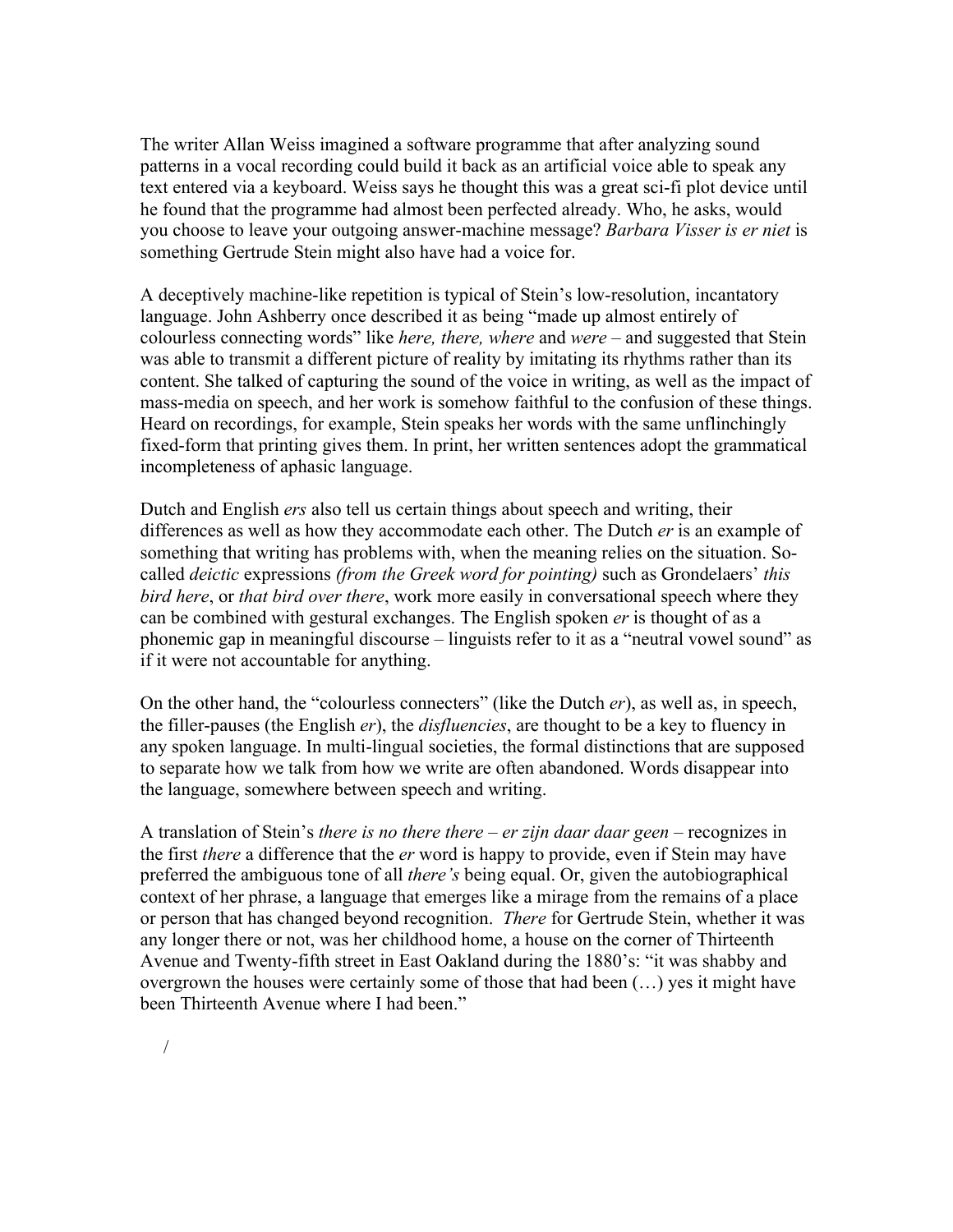The writer Allan Weiss imagined a software programme that after analyzing sound patterns in a vocal recording could build it back as an artificial voice able to speak any text entered via a keyboard. Weiss says he thought this was a great sci-fi plot device until he found that the programme had almost been perfected already. Who, he asks, would you choose to leave your outgoing answer-machine message? *Barbara Visser is er niet* is something Gertrude Stein might also have had a voice for.

A deceptively machine-like repetition is typical of Stein's low-resolution, incantatory language. John Ashberry once described it as being "made up almost entirely of colourless connecting words" like *here, there, where* and *were* – and suggested that Stein was able to transmit a different picture of reality by imitating its rhythms rather than its content. She talked of capturing the sound of the voice in writing, as well as the impact of mass-media on speech, and her work is somehow faithful to the confusion of these things. Heard on recordings, for example, Stein speaks her words with the same unflinchingly fixed-form that printing gives them. In print, her written sentences adopt the grammatical incompleteness of aphasic language.

Dutch and English *ers* also tell us certain things about speech and writing, their differences as well as how they accommodate each other. The Dutch *er* is an example of something that writing has problems with, when the meaning relies on the situation. So-called *deictic* expressions *(from the Greek word for pointing)* such as Grondelaers' *this bird here*, or *that bird over there*, work more easily in conversational speech where they can be combined with gestural exchanges. The English spoken *er* is thought of as a phonemic gap in meaningful discourse – linguists refer to it as a "neutral vowel sound" as if it were not accountable for anything.

On the other hand, the "colourless connecters" (like the Dutch *er*), as well as, in speech, the filler-pauses (the English *er*), the *disfluencies*, are thought to be a key to fluency in any spoken language. In multi-lingual societies, the formal distinctions that are supposed to separate how we talk from how we write are often abandoned. Words disappear into the language, somewhere between speech and writing.

A translation of Stein's *there is no there there* – *er zijn daar daar geen* – recognizes in the first *there* a difference that the *er* word is happy to provide, even if Stein may have preferred the ambiguous tone of all *there's* being equal. Or, given the autobiographical context of her phrase, a language that emerges like a mirage from the remains of a place or person that has changed beyond recognition. *There* for Gertrude Stein, whether it was any longer there or not, was her childhood home, a house on the corner of Thirteenth Avenue and Twenty-fifth street in East Oakland during the 1880's: "it was shabby and overgrown the houses were certainly some of those that had been (…) yes it might have been Thirteenth Avenue where I had been."

/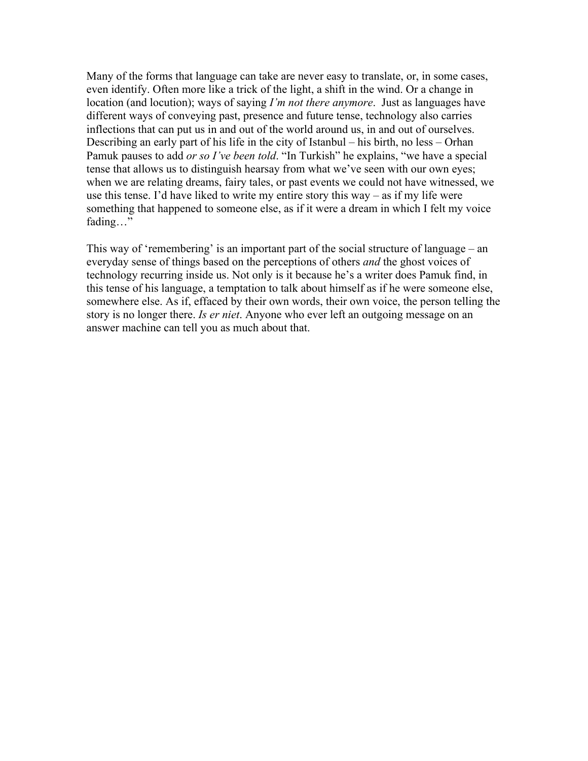Many of the forms that language can take are never easy to translate, or, in some cases, even identify. Often more like a trick of the light, a shift in the wind. Or a change in location (and locution); ways of saying *I'm not there anymore*.  Just as languages have different ways of conveying past, presence and future tense, technology also carries inflections that can put us in and out of the world around us, in and out of ourselves. Describing an early part of his life in the city of Istanbul – his birth, no less – Orhan Pamuk pauses to add *or so I've been told*. "In Turkish" he explains, "we have a special tense that allows us to distinguish hearsay from what we've seen with our own eyes; when we are relating dreams, fairy tales, or past events we could not have witnessed, we use this tense. I'd have liked to write my entire story this way – as if my life were something that happened to someone else, as if it were a dream in which I felt my voice fading…"

This way of 'remembering' is an important part of the social structure of language – an everyday sense of things based on the perceptions of others *and* the ghost voices of technology recurring inside us. Not only is it because he's a writer does Pamuk find, in this tense of his language, a temptation to talk about himself as if he were someone else, somewhere else. As if, effaced by their own words, their own voice, the person telling the story is no longer there. *Is er niet*. Anyone who ever left an outgoing message on an answer machine can tell you as much about that.